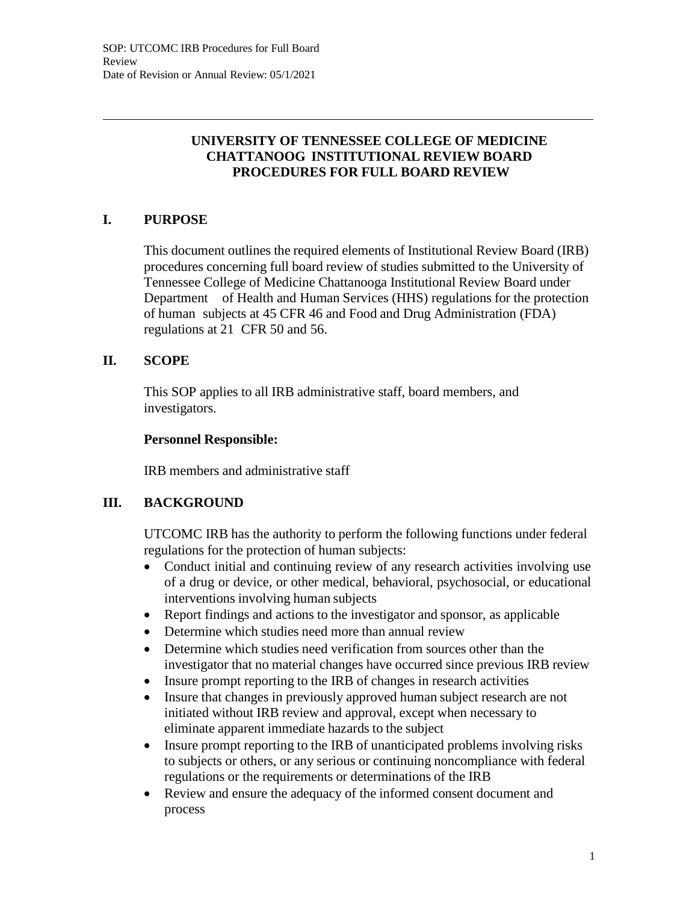# UNIVERSITY OF TENNESSEE COLLEGE OF MEDICINE CHATTANOOG INSTITUTIONAL REVIEW BOARD PROCEDURES FOR FULL BOARD REVIEW

## I. PURPOSE

This document outlines the required elements of Institutional Review Board (IRB) procedures concerning full board review of studies submitted to the University of Tennessee College of Medicine Chattanooga Institutional Review Board under Department of Health and Human Services (HHS) regulations for the protection of human subjects at 45 CFR 46 and Food and Drug Administration (FDA) regulations at 21 CFR 50 and 56.

## II. SCOPE

This SOP applies to all IRB administrative staff, board members, and investigators.

**Personnel Responsible:**

IRB members and administrative staff

## III. BACKGROUND

UTCOMC IRB has the authority to perform the following functions under federal regulations for the protection of human subjects:

- Conduct initial and continuing review of any research activities involving use of a drug or device, or other medical, behavioral, psychosocial, or educational interventions involving human subjects
- Report findings and actions to the investigator and sponsor, as applicable
- Determine which studies need more than annual review
- Determine which studies need verification from sources other than the investigator that no material changes have occurred since previous IRB review
- Insure prompt reporting to the IRB of changes in research activities
- Insure that changes in previously approved human subject research are not initiated without IRB review and approval, except when necessary to eliminate apparent immediate hazards to the subject
- Insure prompt reporting to the IRB of unanticipated problems involving risks to subjects or others, or any serious or continuing noncompliance with federal regulations or the requirements or determinations of the IRB
- Review and ensure the adequacy of the informed consent document and process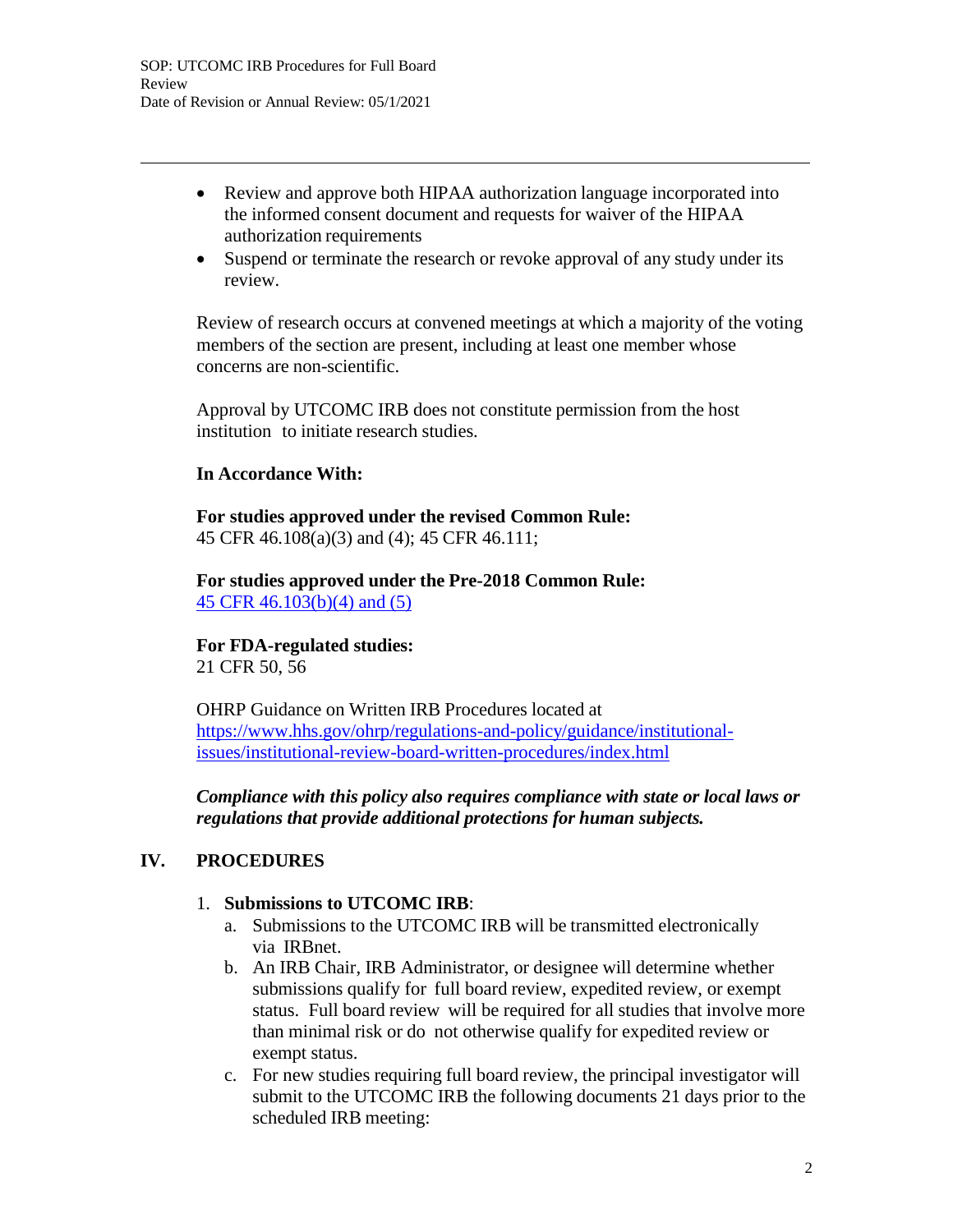- Review and approve both HIPAA authorization language incorporated into the informed consent document and requests for waiver of the HIPAA authorization requirements
- Suspend or terminate the research or revoke approval of any study under its review.

Review of research occurs at convened meetings at which a majority of the voting members of the section are present, including at least one member whose concerns are non-scientific.

Approval by UTCOMC IRB does not constitute permission from the host institution to initiate research studies.

**In Accordance With:**

**For studies approved under the revised Common Rule:**
45 CFR 46.108(a)(3) and (4); 45 CFR 46.111;

**For studies approved under the Pre-2018 Common Rule:**
[45 CFR 46.103(b)(4) and (5)]

**For FDA-regulated studies:**
21 CFR 50, 56

OHRP Guidance on Written IRB Procedures located at
https://www.hhs.gov/ohrp/regulations-and-policy/guidance/institutional-issues/institutional-review-board-written-procedures/index.html

***Compliance with this policy also requires compliance with state or local laws or regulations that provide additional protections for human subjects.***

## IV. PROCEDURES

1. **Submissions to UTCOMC IRB**:
   a. Submissions to the UTCOMC IRB will be transmitted electronically via IRBnet.
   b. An IRB Chair, IRB Administrator, or designee will determine whether submissions qualify for full board review, expedited review, or exempt status. Full board review will be required for all studies that involve more than minimal risk or do not otherwise qualify for expedited review or exempt status.
   c. For new studies requiring full board review, the principal investigator will submit to the UTCOMC IRB the following documents 21 days prior to the scheduled IRB meeting: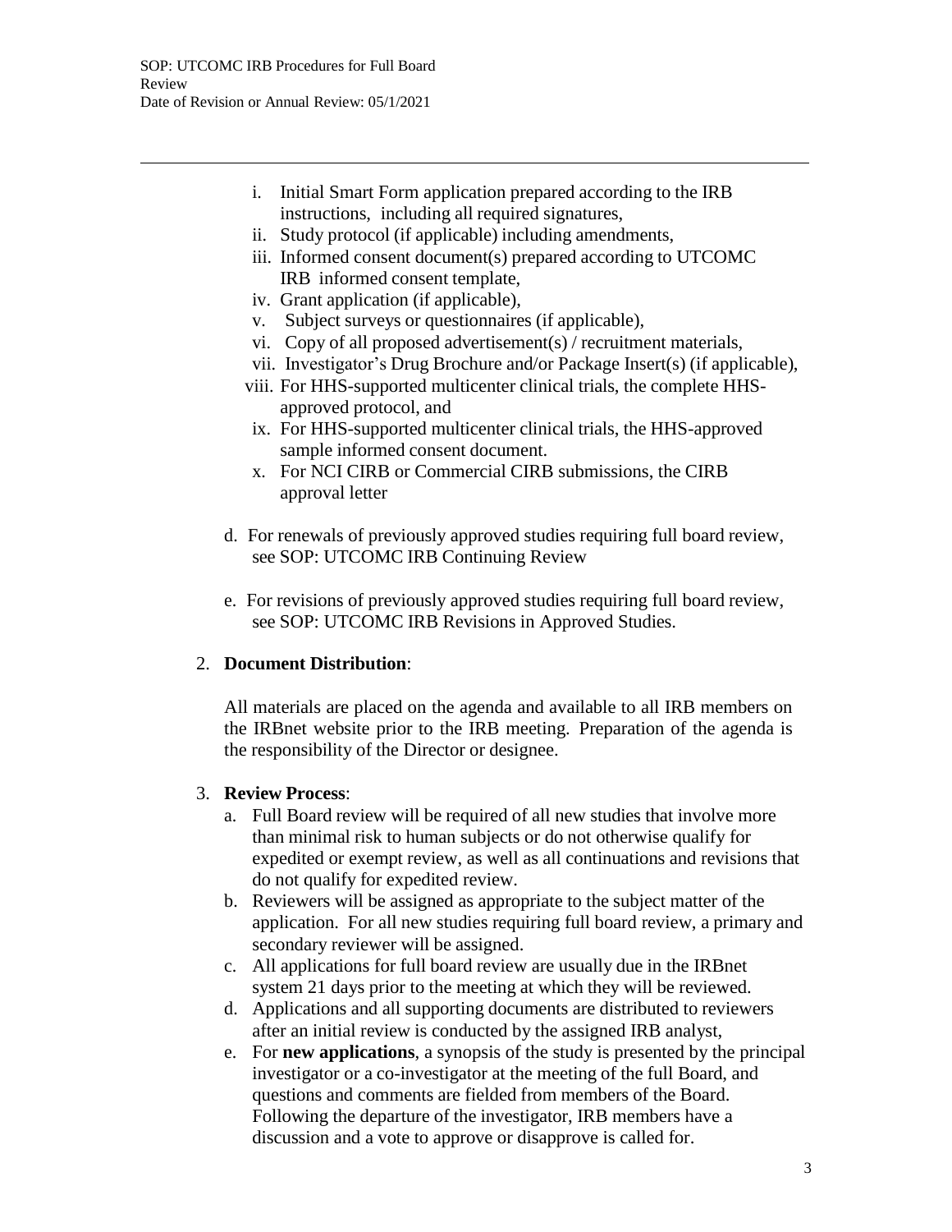i. Initial Smart Form application prepared according to the IRB instructions, including all required signatures,
ii. Study protocol (if applicable) including amendments,
iii. Informed consent document(s) prepared according to UTCOMC IRB informed consent template,
iv. Grant application (if applicable),
v. Subject surveys or questionnaires (if applicable),
vi. Copy of all proposed advertisement(s) / recruitment materials,
vii. Investigator's Drug Brochure and/or Package Insert(s) (if applicable),
viii. For HHS-supported multicenter clinical trials, the complete HHS-approved protocol, and
ix. For HHS-supported multicenter clinical trials, the HHS-approved sample informed consent document.
x. For NCI CIRB or Commercial CIRB submissions, the CIRB approval letter

d. For renewals of previously approved studies requiring full board review, see SOP: UTCOMC IRB Continuing Review

e. For revisions of previously approved studies requiring full board review, see SOP: UTCOMC IRB Revisions in Approved Studies.

2. **Document Distribution**:

   All materials are placed on the agenda and available to all IRB members on the IRBnet website prior to the IRB meeting. Preparation of the agenda is the responsibility of the Director or designee.

3. **Review Process**:
   a. Full Board review will be required of all new studies that involve more than minimal risk to human subjects or do not otherwise qualify for expedited or exempt review, as well as all continuations and revisions that do not qualify for expedited review.
   b. Reviewers will be assigned as appropriate to the subject matter of the application. For all new studies requiring full board review, a primary and secondary reviewer will be assigned.
   c. All applications for full board review are usually due in the IRBnet system 21 days prior to the meeting at which they will be reviewed.
   d. Applications and all supporting documents are distributed to reviewers after an initial review is conducted by the assigned IRB analyst,
   e. For **new applications**, a synopsis of the study is presented by the principal investigator or a co-investigator at the meeting of the full Board, and questions and comments are fielded from members of the Board. Following the departure of the investigator, IRB members have a discussion and a vote to approve or disapprove is called for.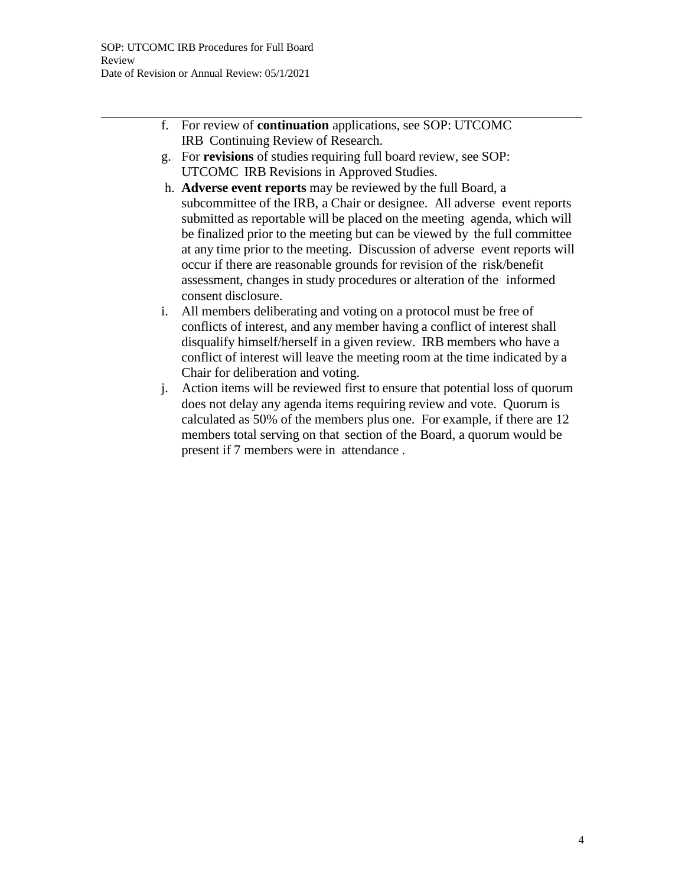f. For review of **continuation** applications, see SOP: UTCOMC IRB Continuing Review of Research.
g. For **revisions** of studies requiring full board review, see SOP: UTCOMC IRB Revisions in Approved Studies.
h. **Adverse event reports** may be reviewed by the full Board, a subcommittee of the IRB, a Chair or designee. All adverse event reports submitted as reportable will be placed on the meeting agenda, which will be finalized prior to the meeting but can be viewed by the full committee at any time prior to the meeting. Discussion of adverse event reports will occur if there are reasonable grounds for revision of the risk/benefit assessment, changes in study procedures or alteration of the informed consent disclosure.
i. All members deliberating and voting on a protocol must be free of conflicts of interest, and any member having a conflict of interest shall disqualify himself/herself in a given review. IRB members who have a conflict of interest will leave the meeting room at the time indicated by a Chair for deliberation and voting.
j. Action items will be reviewed first to ensure that potential loss of quorum does not delay any agenda items requiring review and vote. Quorum is calculated as 50% of the members plus one. For example, if there are 12 members total serving on that section of the Board, a quorum would be present if 7 members were in attendance .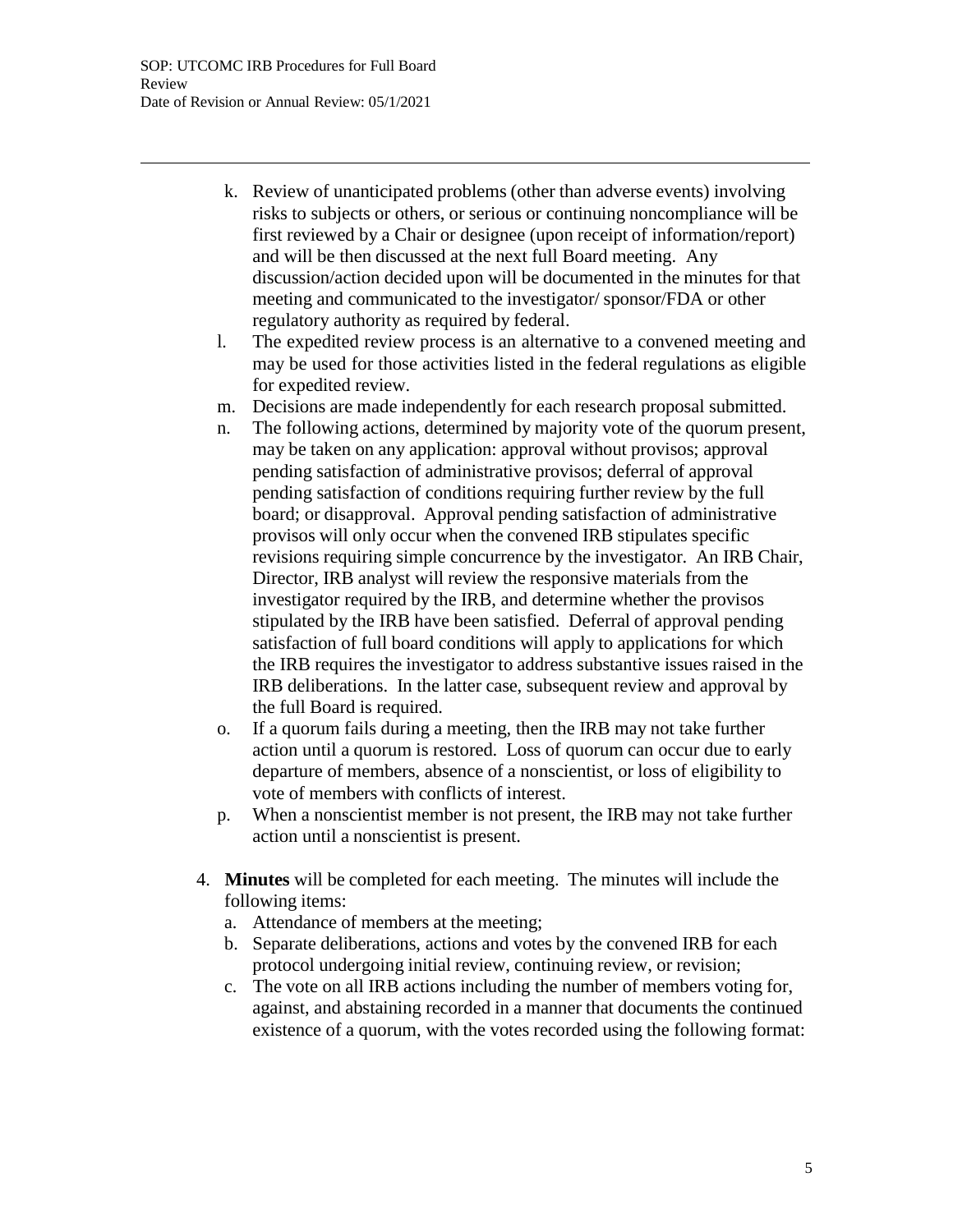k. Review of unanticipated problems (other than adverse events) involving risks to subjects or others, or serious or continuing noncompliance will be first reviewed by a Chair or designee (upon receipt of information/report) and will be then discussed at the next full Board meeting. Any discussion/action decided upon will be documented in the minutes for that meeting and communicated to the investigator/ sponsor/FDA or other regulatory authority as required by federal.

l. The expedited review process is an alternative to a convened meeting and may be used for those activities listed in the federal regulations as eligible for expedited review.

m. Decisions are made independently for each research proposal submitted.

n. The following actions, determined by majority vote of the quorum present, may be taken on any application: approval without provisos; approval pending satisfaction of administrative provisos; deferral of approval pending satisfaction of conditions requiring further review by the full board; or disapproval. Approval pending satisfaction of administrative provisos will only occur when the convened IRB stipulates specific revisions requiring simple concurrence by the investigator. An IRB Chair, Director, IRB analyst will review the responsive materials from the investigator required by the IRB, and determine whether the provisos stipulated by the IRB have been satisfied. Deferral of approval pending satisfaction of full board conditions will apply to applications for which the IRB requires the investigator to address substantive issues raised in the IRB deliberations. In the latter case, subsequent review and approval by the full Board is required.

o. If a quorum fails during a meeting, then the IRB may not take further action until a quorum is restored. Loss of quorum can occur due to early departure of members, absence of a nonscientist, or loss of eligibility to vote of members with conflicts of interest.

p. When a nonscientist member is not present, the IRB may not take further action until a nonscientist is present.

4. **Minutes** will be completed for each meeting. The minutes will include the following items:
   a. Attendance of members at the meeting;
   b. Separate deliberations, actions and votes by the convened IRB for each protocol undergoing initial review, continuing review, or revision;
   c. The vote on all IRB actions including the number of members voting for, against, and abstaining recorded in a manner that documents the continued existence of a quorum, with the votes recorded using the following format: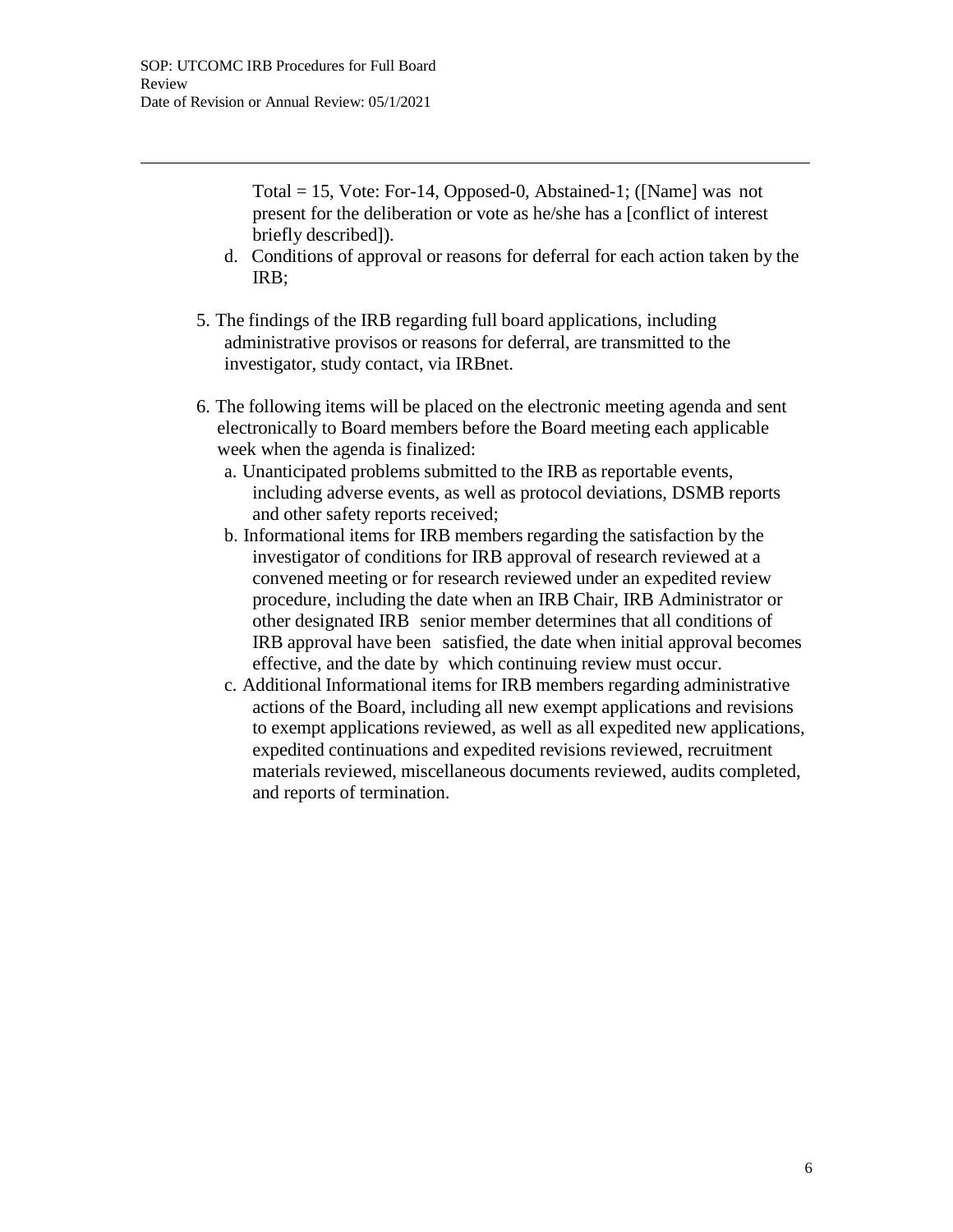Total = 15, Vote: For-14, Opposed-0, Abstained-1; ([Name] was not present for the deliberation or vote as he/she has a [conflict of interest briefly described]).

d. Conditions of approval or reasons for deferral for each action taken by the IRB;

5. The findings of the IRB regarding full board applications, including administrative provisos or reasons for deferral, are transmitted to the investigator, study contact, via IRBnet.

6. The following items will be placed on the electronic meeting agenda and sent electronically to Board members before the Board meeting each applicable week when the agenda is finalized:
   a. Unanticipated problems submitted to the IRB as reportable events, including adverse events, as well as protocol deviations, DSMB reports and other safety reports received;
   b. Informational items for IRB members regarding the satisfaction by the investigator of conditions for IRB approval of research reviewed at a convened meeting or for research reviewed under an expedited review procedure, including the date when an IRB Chair, IRB Administrator or other designated IRB senior member determines that all conditions of IRB approval have been satisfied, the date when initial approval becomes effective, and the date by which continuing review must occur.
   c. Additional Informational items for IRB members regarding administrative actions of the Board, including all new exempt applications and revisions to exempt applications reviewed, as well as all expedited new applications, expedited continuations and expedited revisions reviewed, recruitment materials reviewed, miscellaneous documents reviewed, audits completed, and reports of termination.